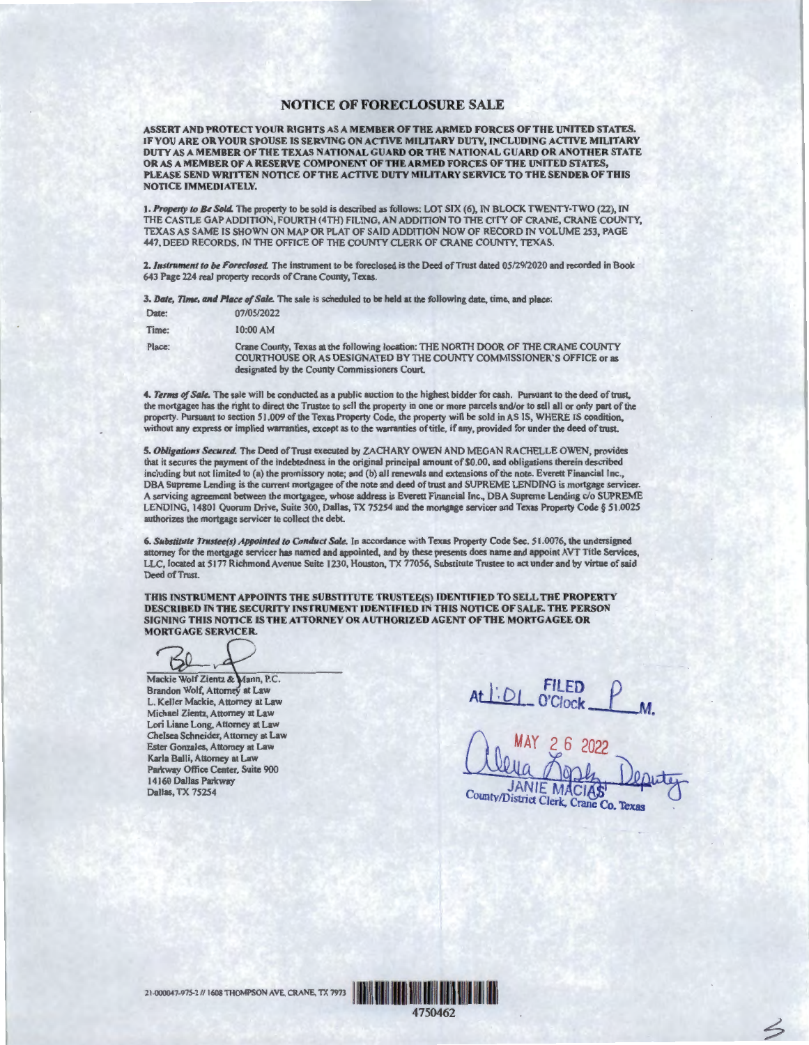# NOTICE OF FORECLOSURE SALE

**ASSERT AND PROTECT YOUR RIGHTS AS A MEMBER OF THE ARMED FORCES OF THE UNITED STATES. IF YOU ARE OR YOUR SPOUSE IS SERVING ON ACTIVE MILITARY DUTY, INCLUDING ACTIVE MILITARY DUTY AS A MEMBER OF THE TEXAS NATIONAL GUARD OR THE NATIONAL GUARD OR ANOTHER STATE OR AS A MEMBER OF A RESERVE COMPONENT OF THE ARMED FORCES OF THE UNITED STATES, PLEASE SEND WRITTEN NOTICE OF THE ACTIVE DUTY MILITARY SERVICE TO THE SENDER OF THIS NOTICE IMMEDIATELY.**

1. ***Property to Be Sold.*** The property to be sold is described as follows: LOT SIX (6), IN BLOCK TWENTY-TWO (22), IN THE CASTLE GAP ADDITION, FOURTH (4TH) FILING, AN ADDITION TO THE CITY OF CRANE, CRANE COUNTY, TEXAS AS SAME IS SHOWN ON MAP OR PLAT OF SAID ADDITION NOW OF RECORD IN VOLUME 253, PAGE 447, DEED RECORDS, IN THE OFFICE OF THE COUNTY CLERK OF CRANE COUNTY, TEXAS.

2. ***Instrument to be Foreclosed.*** The instrument to be foreclosed is the Deed of Trust dated 05/29/2020 and recorded in Book 643 Page 224 real property records of Crane County, Texas.

3. ***Date, Time, and Place of Sale.*** The sale is scheduled to be held at the following date, time, and place:

| | |
|---|---|
| Date: | 07/05/2022 |
| Time: | 10:00 AM |
| Place: | Crane County, Texas at the following location: THE NORTH DOOR OF THE CRANE COUNTY COURTHOUSE OR AS DESIGNATED BY THE COUNTY COMMISSIONER'S OFFICE or as designated by the County Commissioners Court. |

4. ***Terms of Sale.*** The sale will be conducted as a public auction to the highest bidder for cash. Pursuant to the deed of trust, the mortgagee has the right to direct the Trustee to sell the property in one or more parcels and/or to sell all or only part of the property. Pursuant to section 51.009 of the Texas Property Code, the property will be sold in AS IS, WHERE IS condition, without any express or implied warranties, except as to the warranties of title, if any, provided for under the deed of trust.

5. ***Obligations Secured.*** The Deed of Trust executed by ZACHARY OWEN AND MEGAN RACHELLE OWEN, provides that it secures the payment of the indebtedness in the original principal amount of $0.00, and obligations therein described including but not limited to (a) the promissory note; and (b) all renewals and extensions of the note. Everett Financial Inc., DBA Supreme Lending is the current mortgagee of the note and deed of trust and SUPREME LENDING is mortgage servicer. A servicing agreement between the mortgagee, whose address is Everett Financial Inc., DBA Supreme Lending c/o SUPREME LENDING, 14801 Quorum Drive, Suite 300, Dallas, TX 75254 and the mortgage servicer and Texas Property Code § 51.0025 authorizes the mortgage servicer to collect the debt.

6. ***Substitute Trustee(s) Appointed to Conduct Sale.*** In accordance with Texas Property Code Sec. 51.0076, the undersigned attorney for the mortgage servicer has named and appointed, and by these presents does name and appoint AVT Title Services, LLC, located at 5177 Richmond Avenue Suite 1230, Houston, TX 77056, Substitute Trustee to act under and by virtue of said Deed of Trust.

**THIS INSTRUMENT APPOINTS THE SUBSTITUTE TRUSTEE(S) IDENTIFIED TO SELL THE PROPERTY DESCRIBED IN THE SECURITY INSTRUMENT IDENTIFIED IN THIS NOTICE OF SALE. THE PERSON SIGNING THIS NOTICE IS THE ATTORNEY OR AUTHORIZED AGENT OF THE MORTGAGEE OR MORTGAGE SERVICER.**

Mackie Wolf Zientz & Mann, P.C.
Brandon Wolf, Attorney at Law
L. Keller Mackie, Attorney at Law
Michael Zientz, Attorney at Law
Lori Liane Long, Attorney at Law
Chelsea Schneider, Attorney at Law
Ester Gonzales, Attorney at Law
Karla Balli, Attorney at Law
Parkway Office Center, Suite 900
14160 Dallas Parkway
Dallas, TX 75254

FILED At 1:01 O'Clock P M.
MAY 26 2022
JANIE MACIAS, Deputy
County/District Clerk, Crane Co. Texas

21-000047-975-2 // 1608 THOMPSON AVE, CRANE, TX 79731

4750462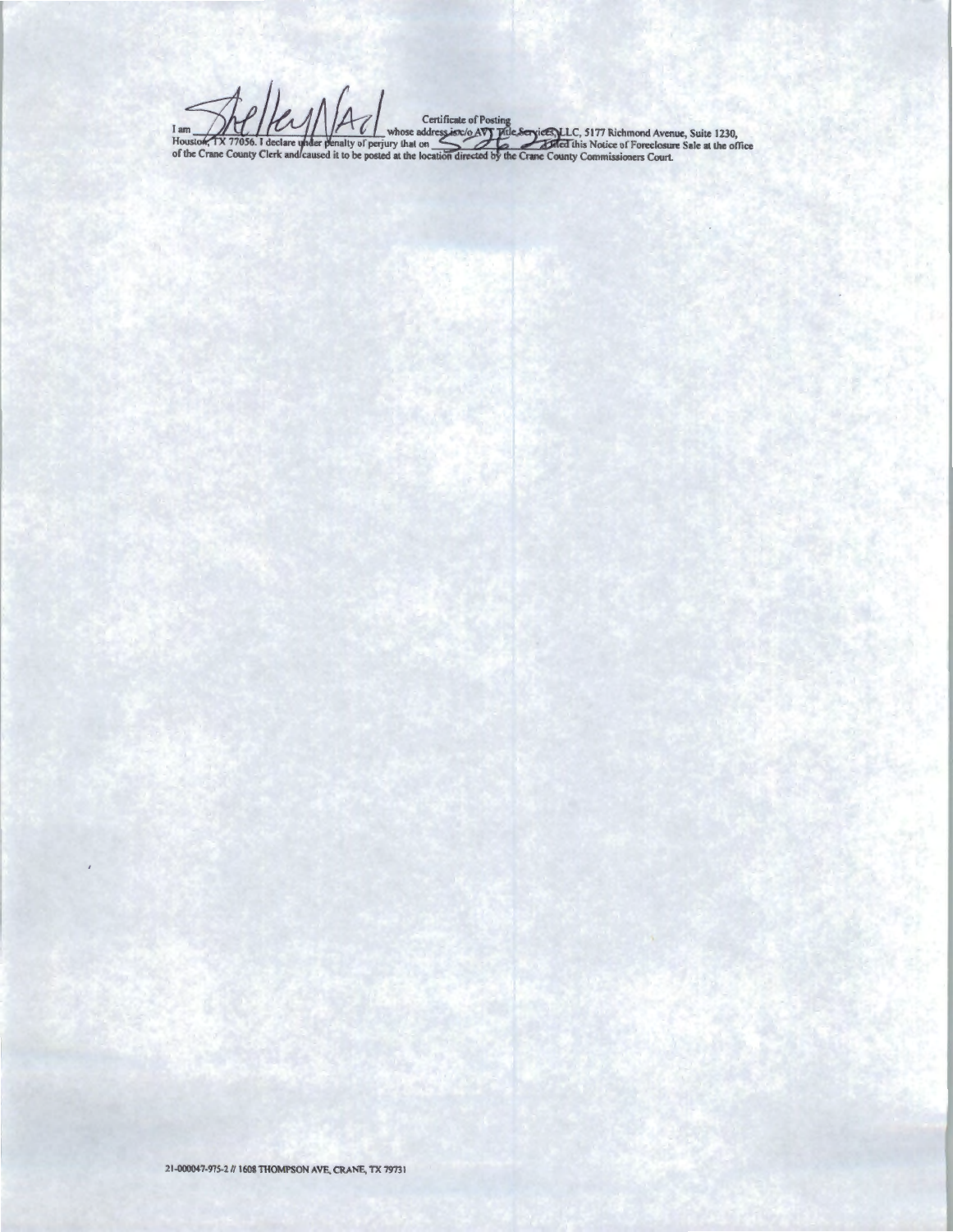Certificate of Posting

I am Shelley Nail whose address is c/o AVT Title Services, LLC, 5177 Richmond Avenue, Suite 1230, Houston, TX 77056. I declare under penalty of perjury that on 5-26-22 I filed this Notice of Foreclosure Sale at the office of the Crane County Clerk and caused it to be posted at the location directed by the Crane County Commissioners Court.

21-000047-975-2 // 1608 THOMPSON AVE, CRANE, TX 79731